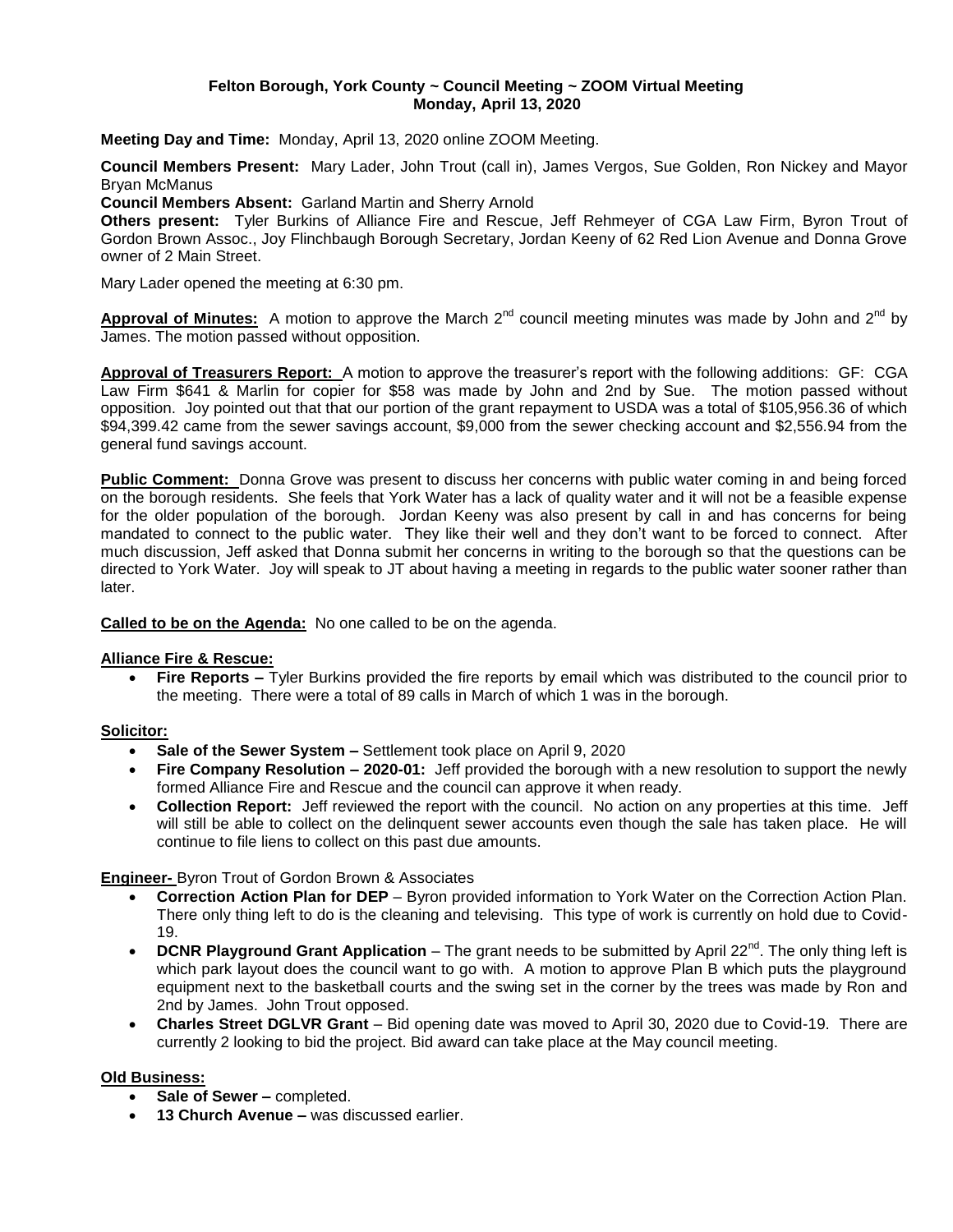**Felton Borough, York County ~ Council Meeting ~ ZOOM Virtual Meeting**
**Monday, April 13, 2020**

**Meeting Day and Time:** Monday, April 13, 2020 online ZOOM Meeting.

**Council Members Present:** Mary Lader, John Trout (call in), James Vergos, Sue Golden, Ron Nickey and Mayor Bryan McManus

**Council Members Absent:** Garland Martin and Sherry Arnold

**Others present:** Tyler Burkins of Alliance Fire and Rescue, Jeff Rehmeyer of CGA Law Firm, Byron Trout of Gordon Brown Assoc., Joy Flinchbaugh Borough Secretary, Jordan Keeny of 62 Red Lion Avenue and Donna Grove owner of 2 Main Street.

Mary Lader opened the meeting at 6:30 pm.

**Approval of Minutes:** A motion to approve the March 2nd council meeting minutes was made by John and 2nd by James. The motion passed without opposition.

**Approval of Treasurers Report:** A motion to approve the treasurer's report with the following additions: GF: CGA Law Firm $641 & Marlin for copier for $58 was made by John and 2nd by Sue. The motion passed without opposition. Joy pointed out that that our portion of the grant repayment to USDA was a total of $105,956.36 of which $94,399.42 came from the sewer savings account, $9,000 from the sewer checking account and $2,556.94 from the general fund savings account.

**Public Comment:** Donna Grove was present to discuss her concerns with public water coming in and being forced on the borough residents. She feels that York Water has a lack of quality water and it will not be a feasible expense for the older population of the borough. Jordan Keeny was also present by call in and has concerns for being mandated to connect to the public water. They like their well and they don't want to be forced to connect. After much discussion, Jeff asked that Donna submit her concerns in writing to the borough so that the questions can be directed to York Water. Joy will speak to JT about having a meeting in regards to the public water sooner rather than later.

**Called to be on the Agenda:** No one called to be on the agenda.

**Alliance Fire & Rescue:**

- **Fire Reports –** Tyler Burkins provided the fire reports by email which was distributed to the council prior to the meeting. There were a total of 89 calls in March of which 1 was in the borough.

**Solicitor:**

- **Sale of the Sewer System –** Settlement took place on April 9, 2020
- **Fire Company Resolution – 2020-01:** Jeff provided the borough with a new resolution to support the newly formed Alliance Fire and Rescue and the council can approve it when ready.
- **Collection Report:** Jeff reviewed the report with the council. No action on any properties at this time. Jeff will still be able to collect on the delinquent sewer accounts even though the sale has taken place. He will continue to file liens to collect on this past due amounts.

**Engineer-** Byron Trout of Gordon Brown & Associates

- **Correction Action Plan for DEP** – Byron provided information to York Water on the Correction Action Plan. There only thing left to do is the cleaning and televising. This type of work is currently on hold due to Covid-19.
- **DCNR Playground Grant Application** – The grant needs to be submitted by April 22nd. The only thing left is which park layout does the council want to go with. A motion to approve Plan B which puts the playground equipment next to the basketball courts and the swing set in the corner by the trees was made by Ron and 2nd by James. John Trout opposed.
- **Charles Street DGLVR Grant** – Bid opening date was moved to April 30, 2020 due to Covid-19. There are currently 2 looking to bid the project. Bid award can take place at the May council meeting.

**Old Business:**

- **Sale of Sewer –** completed.
- **13 Church Avenue –** was discussed earlier.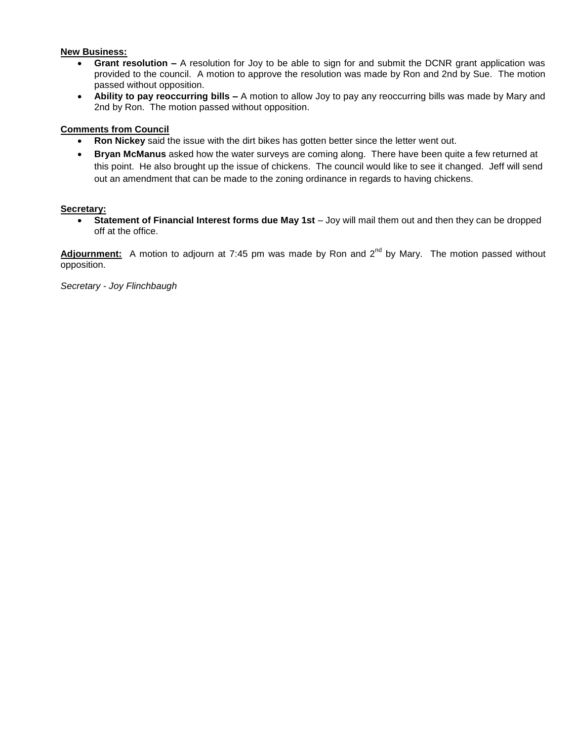**New Business:**

- **Grant resolution –** A resolution for Joy to be able to sign for and submit the DCNR grant application was provided to the council. A motion to approve the resolution was made by Ron and 2nd by Sue. The motion passed without opposition.
- **Ability to pay reoccurring bills –** A motion to allow Joy to pay any reoccurring bills was made by Mary and 2nd by Ron. The motion passed without opposition.

**Comments from Council**

- **Ron Nickey** said the issue with the dirt bikes has gotten better since the letter went out.
- **Bryan McManus** asked how the water surveys are coming along. There have been quite a few returned at this point. He also brought up the issue of chickens. The council would like to see it changed. Jeff will send out an amendment that can be made to the zoning ordinance in regards to having chickens.

**Secretary:**

- **Statement of Financial Interest forms due May 1st** – Joy will mail them out and then they can be dropped off at the office.

**Adjournment:** A motion to adjourn at 7:45 pm was made by Ron and 2nd by Mary. The motion passed without opposition.

*Secretary - Joy Flinchbaugh*